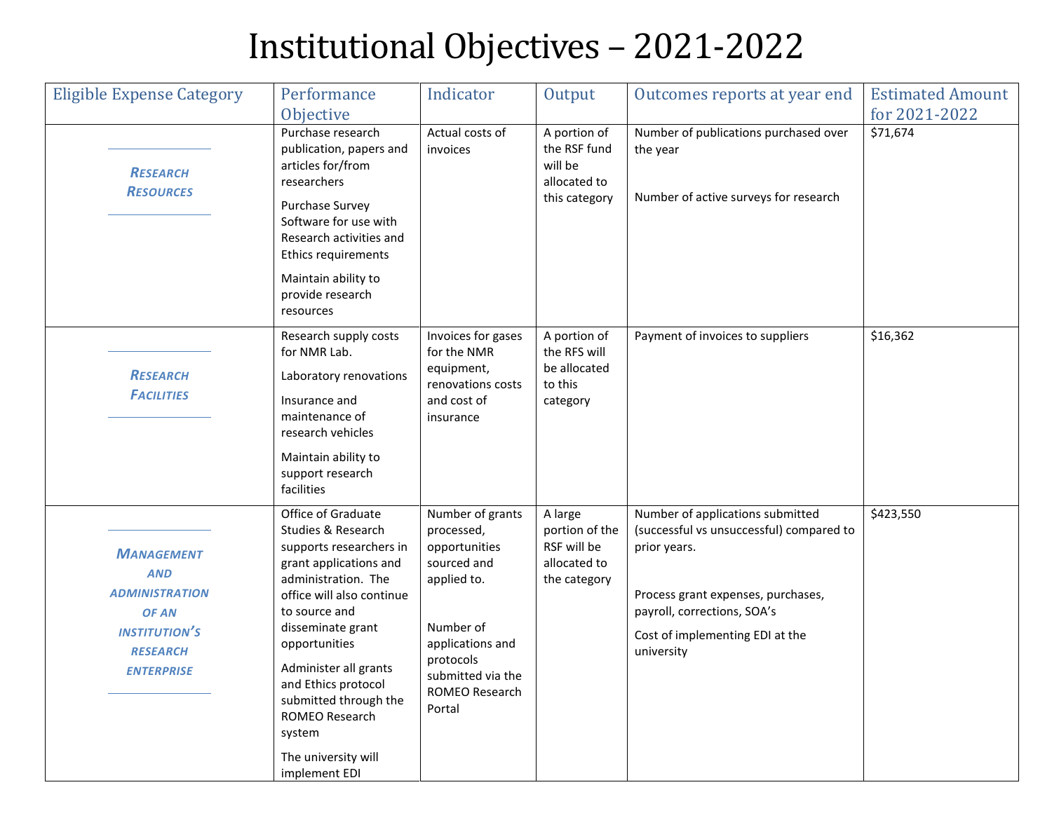# Institutional Objectives – 2021-2022

| Eligible Expense Category | Performance Objective | Indicator | Output | Outcomes reports at year end | Estimated Amount for 2021-2022 |
|---|---|---|---|---|---|
| ***Research Resources*** | Purchase research publication, papers and articles for/from researchers<br><br>Purchase Survey Software for use with Research activities and Ethics requirements<br><br>Maintain ability to provide research resources | Actual costs of invoices | A portion of the RSF fund will be allocated to this category | Number of publications purchased over the year<br><br>Number of active surveys for research | $71,674 |
| ***Research Facilities*** | Research supply costs for NMR Lab.<br><br>Laboratory renovations<br><br>Insurance and maintenance of research vehicles<br><br>Maintain ability to support research facilities | Invoices for gases for the NMR equipment, renovations costs and cost of insurance | A portion of the RFS will be allocated to this category | Payment of invoices to suppliers | $16,362 |
| ***Management and administration of an institution's research enterprise*** | Office of Graduate Studies & Research supports researchers in grant applications and administration. The office will also continue to source and disseminate grant opportunities<br><br>Administer all grants and Ethics protocol submitted through the ROMEO Research system<br><br>The university will implement EDI | Number of grants processed, opportunities sourced and applied to.<br><br>Number of applications and protocols submitted via the ROMEO Research Portal | A large portion of the RSF will be allocated to the category | Number of applications submitted (successful vs unsuccessful) compared to prior years.<br><br>Process grant expenses, purchases, payroll, corrections, SOA's<br><br>Cost of implementing EDI at the university | $423,550 |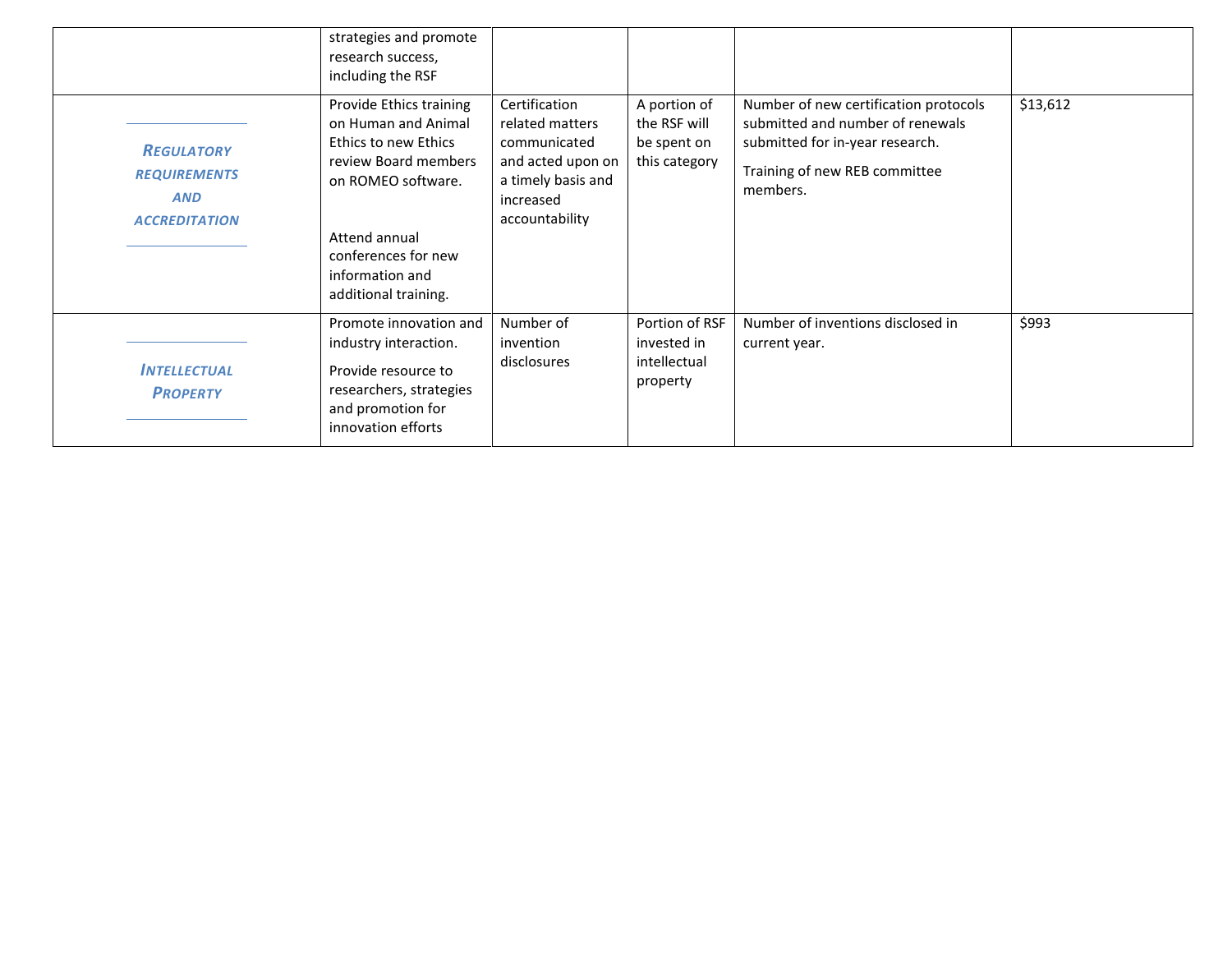| | | | | | |
|---|---|---|---|---|---|
| | strategies and promote research success, including the RSF | | | | |
| *REGULATORY REQUIREMENTS AND ACCREDITATION* | Provide Ethics training on Human and Animal Ethics to new Ethics review Board members on ROMEO software.<br><br>Attend annual conferences for new information and additional training. | Certification related matters communicated and acted upon on a timely basis and increased accountability | A portion of the RSF will be spent on this category | Number of new certification protocols submitted and number of renewals submitted for in-year research.<br><br>Training of new REB committee members. | $13,612 |
| *INTELLECTUAL PROPERTY* | Promote innovation and industry interaction.<br><br>Provide resource to researchers, strategies and promotion for innovation efforts | Number of invention disclosures | Portion of RSF invested in intellectual property | Number of inventions disclosed in current year. | $993 |